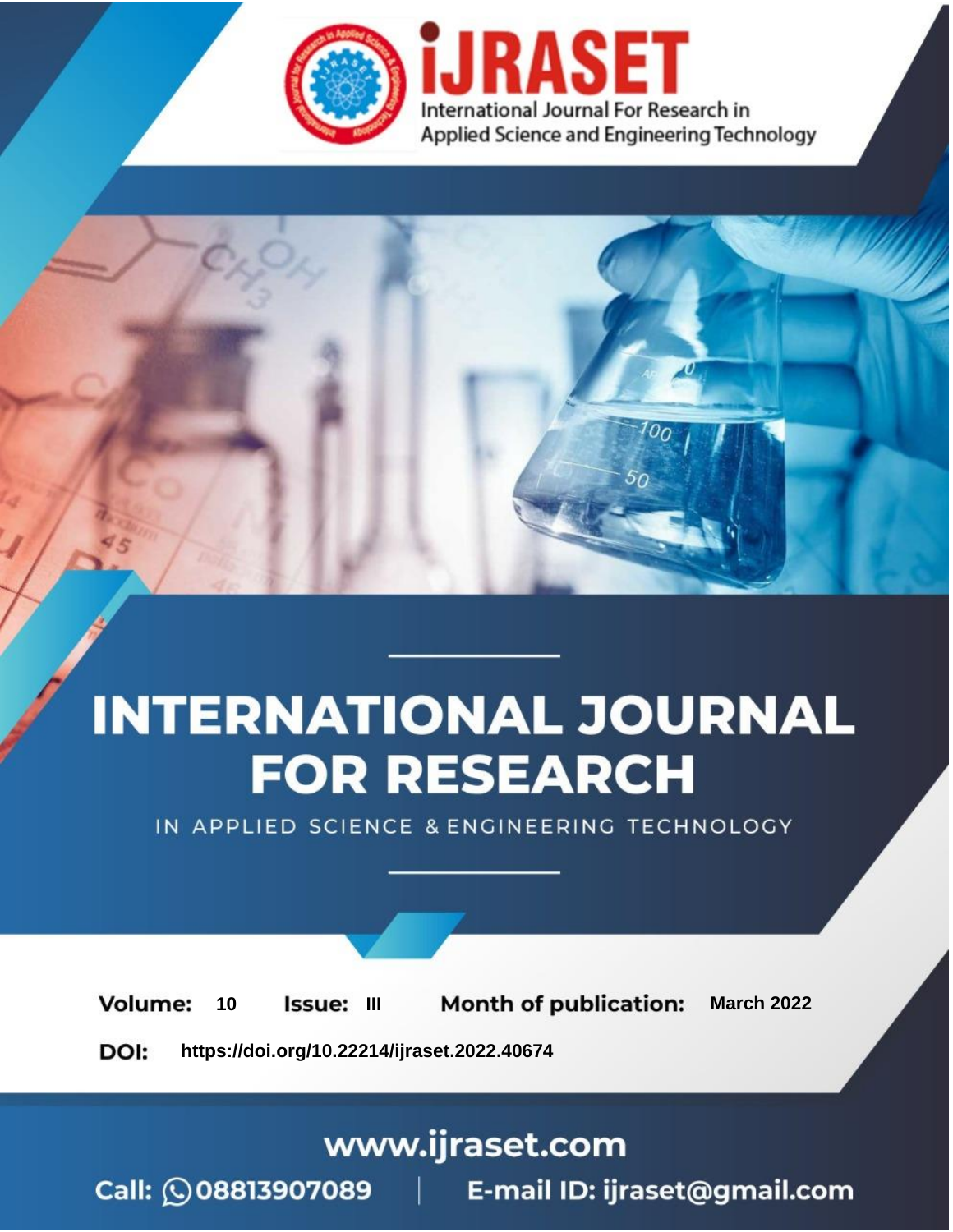International Journal For Research in Applied Science and Engineering Technology

# INTERNATIONAL JOURNAL FOR RESEARCH

IN APPLIED SCIENCE & ENGINEERING TECHNOLOGY

**Volume:** 10 **Issue:** III **Month of publication:** March 2022

**DOI:** https://doi.org/10.22214/ijraset.2022.40674

www.ijraset.com

Call: 08813907089 | E-mail ID: ijraset@gmail.com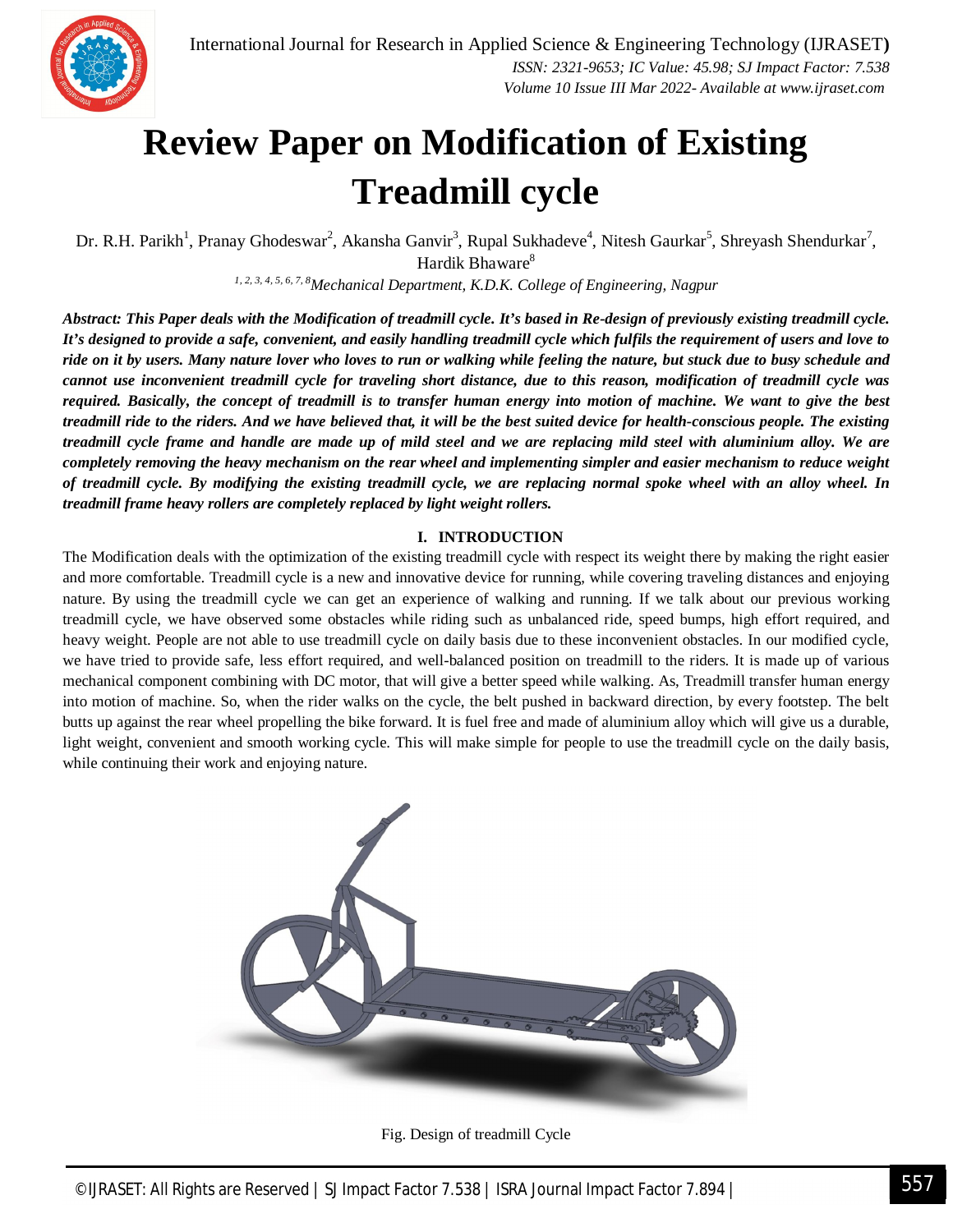# Review Paper on Modification of Existing Treadmill cycle

Dr. R.H. Parikh[1], Pranay Ghodeswar[2], Akansha Ganvir[3], Rupal Sukhadeve[4], Nitesh Gaurkar[5], Shreyash Shendurkar[7], Hardik Bhaware[8]

[1, 2, 3, 4, 5, 6, 7, 8]*Mechanical Department, K.D.K. College of Engineering, Nagpur*

***Abstract:** This Paper deals with the Modification of treadmill cycle. It's based in Re-design of previously existing treadmill cycle. It's designed to provide a safe, convenient, and easily handling treadmill cycle which fulfils the requirement of users and love to ride on it by users. Many nature lover who loves to run or walking while feeling the nature, but stuck due to busy schedule and cannot use inconvenient treadmill cycle for traveling short distance, due to this reason, modification of treadmill cycle was required. Basically, the concept of treadmill is to transfer human energy into motion of machine. We want to give the best treadmill ride to the riders. And we have believed that, it will be the best suited device for health-conscious people. The existing treadmill cycle frame and handle are made up of mild steel and we are replacing mild steel with aluminium alloy. We are completely removing the heavy mechanism on the rear wheel and implementing simpler and easier mechanism to reduce weight of treadmill cycle. By modifying the existing treadmill cycle, we are replacing normal spoke wheel with an alloy wheel. In treadmill frame heavy rollers are completely replaced by light weight rollers.*

## I. INTRODUCTION

The Modification deals with the optimization of the existing treadmill cycle with respect its weight there by making the right easier and more comfortable. Treadmill cycle is a new and innovative device for running, while covering traveling distances and enjoying nature. By using the treadmill cycle we can get an experience of walking and running. If we talk about our previous working treadmill cycle, we have observed some obstacles while riding such as unbalanced ride, speed bumps, high effort required, and heavy weight. People are not able to use treadmill cycle on daily basis due to these inconvenient obstacles. In our modified cycle, we have tried to provide safe, less effort required, and well-balanced position on treadmill to the riders. It is made up of various mechanical component combining with DC motor, that will give a better speed while walking. As, Treadmill transfer human energy into motion of machine. So, when the rider walks on the cycle, the belt pushed in backward direction, by every footstep. The belt butts up against the rear wheel propelling the bike forward. It is fuel free and made of aluminium alloy which will give us a durable, light weight, convenient and smooth working cycle. This will make simple for people to use the treadmill cycle on the daily basis, while continuing their work and enjoying nature.

Fig. Design of treadmill Cycle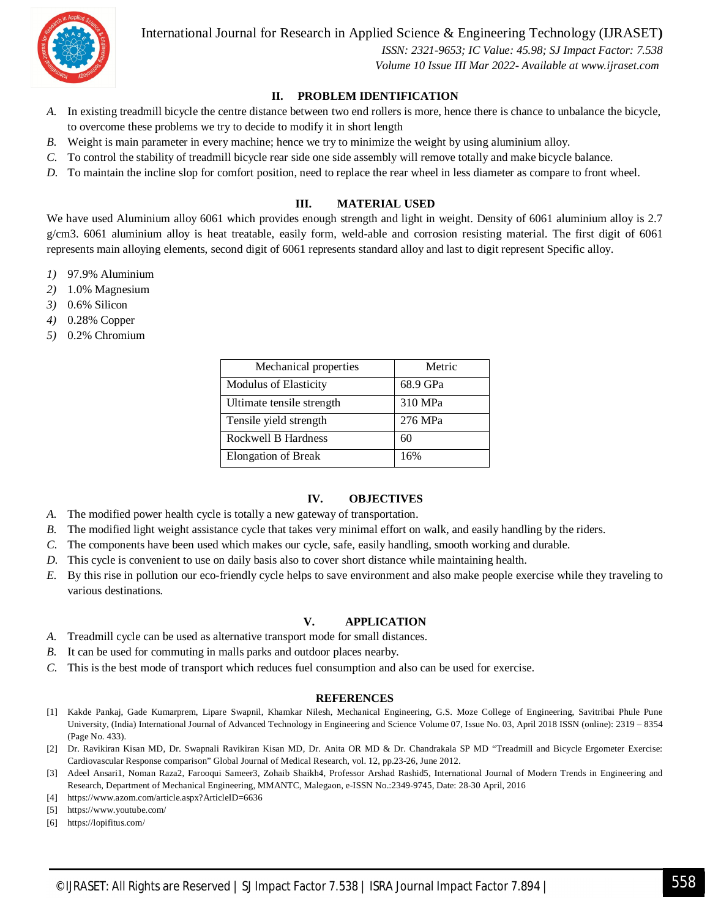## II. PROBLEM IDENTIFICATION

*A.* In existing treadmill bicycle the centre distance between two end rollers is more, hence there is chance to unbalance the bicycle, to overcome these problems we try to decide to modify it in short length

*B.* Weight is main parameter in every machine; hence we try to minimize the weight by using aluminium alloy.

*C.* To control the stability of treadmill bicycle rear side one side assembly will remove totally and make bicycle balance.

*D.* To maintain the incline slop for comfort position, need to replace the rear wheel in less diameter as compare to front wheel.

## III. MATERIAL USED

We have used Aluminium alloy 6061 which provides enough strength and light in weight. Density of 6061 aluminium alloy is 2.7 g/cm3. 6061 aluminium alloy is heat treatable, easily form, weld-able and corrosion resisting material. The first digit of 6061 represents main alloying elements, second digit of 6061 represents standard alloy and last to digit represent Specific alloy.

*1)* 97.9% Aluminium
*2)* 1.0% Magnesium
*3)* 0.6% Silicon
*4)* 0.28% Copper
*5)* 0.2% Chromium

| Mechanical properties | Metric |
|---|---|
| Modulus of Elasticity | 68.9 GPa |
| Ultimate tensile strength | 310 MPa |
| Tensile yield strength | 276 MPa |
| Rockwell B Hardness | 60 |
| Elongation of Break | 16% |

## IV. OBJECTIVES

*A.* The modified power health cycle is totally a new gateway of transportation.

*B.* The modified light weight assistance cycle that takes very minimal effort on walk, and easily handling by the riders.

*C.* The components have been used which makes our cycle, safe, easily handling, smooth working and durable.

*D.* This cycle is convenient to use on daily basis also to cover short distance while maintaining health.

*E.* By this rise in pollution our eco-friendly cycle helps to save environment and also make people exercise while they traveling to various destinations.

## V. APPLICATION

*A.* Treadmill cycle can be used as alternative transport mode for small distances.

*B.* It can be used for commuting in malls parks and outdoor places nearby.

*C.* This is the best mode of transport which reduces fuel consumption and also can be used for exercise.

## REFERENCES

[1] Kakde Pankaj, Gade Kumarprem, Lipare Swapnil, Khamkar Nilesh, Mechanical Engineering, G.S. Moze College of Engineering, Savitribai Phule Pune University, (India) International Journal of Advanced Technology in Engineering and Science Volume 07, Issue No. 03, April 2018 ISSN (online): 2319 – 8354 (Page No. 433).

[2] Dr. Ravikiran Kisan MD, Dr. Swapnali Ravikiran Kisan MD, Dr. Anita OR MD & Dr. Chandrakala SP MD "Treadmill and Bicycle Ergometer Exercise: Cardiovascular Response comparison" Global Journal of Medical Research, vol. 12, pp.23-26, June 2012.

[3] Adeel Ansari1, Noman Raza2, Farooqui Sameer3, Zohaib Shaikh4, Professor Arshad Rashid5, International Journal of Modern Trends in Engineering and Research, Department of Mechanical Engineering, MMANTC, Malegaon, e-ISSN No.:2349-9745, Date: 28-30 April, 2016

[4] https://www.azom.com/article.aspx?ArticleID=6636

[5] https://www.youtube.com/

[6] https://lopifitus.com/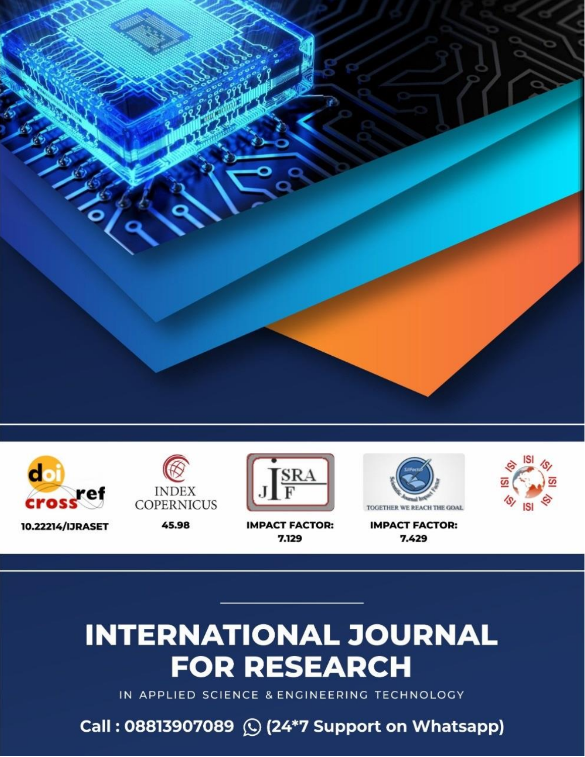10.22214/IJRASET

INDEX COPERNICUS

45.98

IMPACT FACTOR: 7.129

IMPACT FACTOR: 7.429

TOGETHER WE REACH THE GOAL

# INTERNATIONAL JOURNAL FOR RESEARCH

IN APPLIED SCIENCE & ENGINEERING TECHNOLOGY

Call : 08813907089 (24*7 Support on Whatsapp)